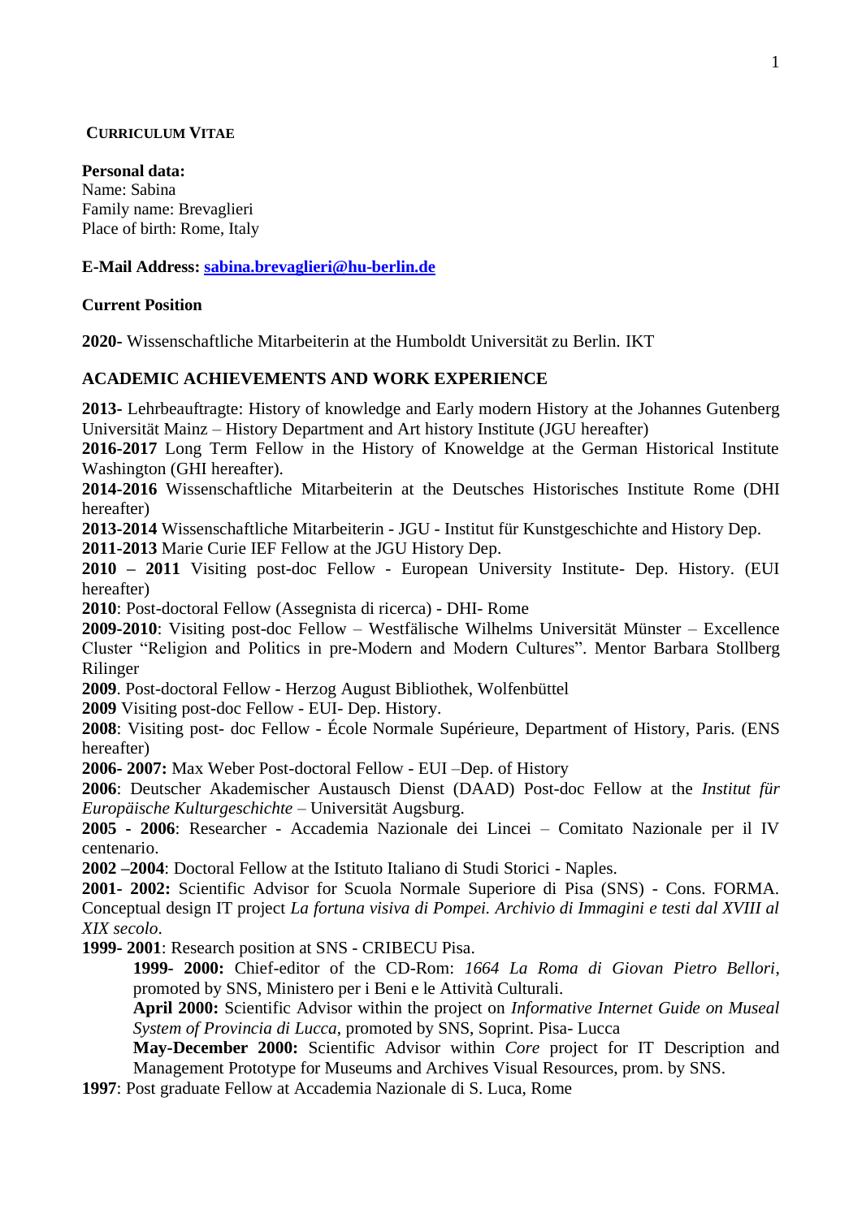## CURRICULUM VITAE

**Personal data:**
Name: Sabina
Family name: Brevaglieri
Place of birth: Rome, Italy

**E-Mail Address:** **sabina.brevaglieri@hu-berlin.de**

**Current Position**

**2020-** Wissenschaftliche Mitarbeiterin at the Humboldt Universität zu Berlin. IKT

### ACADEMIC ACHIEVEMENTS AND WORK EXPERIENCE

**2013-** Lehrbeauftragte: History of knowledge and Early modern History at the Johannes Gutenberg Universität Mainz – History Department and Art history Institute (JGU hereafter)
**2016-2017** Long Term Fellow in the History of Knoweldge at the German Historical Institute Washington (GHI hereafter).
**2014-2016** Wissenschaftliche Mitarbeiterin at the Deutsches Historisches Institute Rome (DHI hereafter)
**2013-2014** Wissenschaftliche Mitarbeiterin - JGU - Institut für Kunstgeschichte and History Dep.
**2011-2013** Marie Curie IEF Fellow at the JGU History Dep.
**2010 – 2011** Visiting post-doc Fellow - European University Institute- Dep. History. (EUI hereafter)
**2010**: Post-doctoral Fellow (Assegnista di ricerca) - DHI- Rome
**2009-2010**: Visiting post-doc Fellow – Westfälische Wilhelms Universität Münster – Excellence Cluster "Religion and Politics in pre-Modern and Modern Cultures". Mentor Barbara Stollberg Rilinger
**2009**. Post-doctoral Fellow - Herzog August Bibliothek, Wolfenbüttel
**2009** Visiting post-doc Fellow - EUI- Dep. History.
**2008**: Visiting post- doc Fellow - École Normale Supérieure, Department of History, Paris. (ENS hereafter)
**2006- 2007:** Max Weber Post-doctoral Fellow - EUI –Dep. of History
**2006**: Deutscher Akademischer Austausch Dienst (DAAD) Post-doc Fellow at the *Institut für Europäische Kulturgeschichte* – Universität Augsburg.
**2005 - 2006**: Researcher - Accademia Nazionale dei Lincei – Comitato Nazionale per il IV centenario.
**2002 –2004**: Doctoral Fellow at the Istituto Italiano di Studi Storici - Naples.
**2001- 2002:** Scientific Advisor for Scuola Normale Superiore di Pisa (SNS) - Cons. FORMA. Conceptual design IT project *La fortuna visiva di Pompei. Archivio di Immagini e testi dal XVIII al XIX secolo*.
**1999- 2001**: Research position at SNS - CRIBECU Pisa.

- **1999- 2000:** Chief-editor of the CD-Rom: *1664 La Roma di Giovan Pietro Bellori*, promoted by SNS, Ministero per i Beni e le Attività Culturali.
- **April 2000:** Scientific Advisor within the project on *Informative Internet Guide on Museal System of Provincia di Lucca*, promoted by SNS, Soprint. Pisa- Lucca
- **May-December 2000:** Scientific Advisor within *Core* project for IT Description and Management Prototype for Museums and Archives Visual Resources, prom. by SNS.

**1997**: Post graduate Fellow at Accademia Nazionale di S. Luca, Rome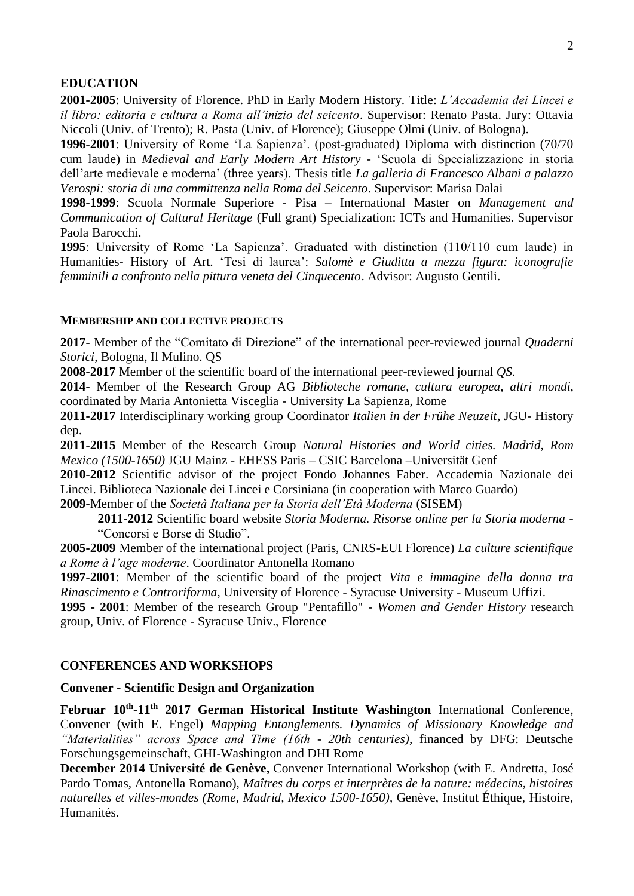## EDUCATION

**2001-2005**: University of Florence. PhD in Early Modern History. Title: *L'Accademia dei Lincei e il libro: editoria e cultura a Roma all'inizio del seicento*. Supervisor: Renato Pasta. Jury: Ottavia Niccoli (Univ. of Trento); R. Pasta (Univ. of Florence); Giuseppe Olmi (Univ. of Bologna).

**1996-2001**: University of Rome 'La Sapienza'. (post-graduated) Diploma with distinction (70/70 cum laude) in *Medieval and Early Modern Art History* - 'Scuola di Specializzazione in storia dell'arte medievale e moderna' (three years). Thesis title *La galleria di Francesco Albani a palazzo Verospi: storia di una committenza nella Roma del Seicento*. Supervisor: Marisa Dalai

**1998-1999**: Scuola Normale Superiore - Pisa – International Master on *Management and Communication of Cultural Heritage* (Full grant) Specialization: ICTs and Humanities. Supervisor Paola Barocchi.

**1995**: University of Rome 'La Sapienza'. Graduated with distinction (110/110 cum laude) in Humanities- History of Art. 'Tesi di laurea': *Salomè e Giuditta a mezza figura: iconografie femminili a confronto nella pittura veneta del Cinquecento*. Advisor: Augusto Gentili.

## MEMBERSHIP AND COLLECTIVE PROJECTS

**2017-** Member of the "Comitato di Direzione" of the international peer-reviewed journal *Quaderni Storici*, Bologna, Il Mulino. QS

**2008-2017** Member of the scientific board of the international peer-reviewed journal *QS*.

**2014-** Member of the Research Group AG *Biblioteche romane, cultura europea, altri mondi*, coordinated by Maria Antonietta Visceglia - University La Sapienza, Rome

**2011-2017** Interdisciplinary working group Coordinator *Italien in der Frühe Neuzeit*, JGU- History dep.

**2011-2015** Member of the Research Group *Natural Histories and World cities. Madrid, Rom Mexico (1500-1650)* JGU Mainz - EHESS Paris – CSIC Barcelona –Universität Genf

**2010-2012** Scientific advisor of the project Fondo Johannes Faber. Accademia Nazionale dei Lincei. Biblioteca Nazionale dei Lincei e Corsiniana (in cooperation with Marco Guardo)

**2009-**Member of the *Società Italiana per la Storia dell'Età Moderna* (SISEM)

> **2011-2012** Scientific board website *Storia Moderna. Risorse online per la Storia moderna* - "Concorsi e Borse di Studio".

**2005-2009** Member of the international project (Paris, CNRS-EUI Florence) *La culture scientifique a Rome à l'age moderne*. Coordinator Antonella Romano

**1997-2001**: Member of the scientific board of the project *Vita e immagine della donna tra Rinascimento e Controriforma*, University of Florence - Syracuse University - Museum Uffizi.

**1995 - 2001**: Member of the research Group "Pentafillo" - *Women and Gender History* research group, Univ. of Florence - Syracuse Univ., Florence

## CONFERENCES AND WORKSHOPS

### Convener - Scientific Design and Organization

**Februar 10th-11th 2017 German Historical Institute Washington** International Conference, Convener (with E. Engel) *Mapping Entanglements. Dynamics of Missionary Knowledge and "Materialities" across Space and Time (16th - 20th centuries)*, financed by DFG: Deutsche Forschungsgemeinschaft, GHI-Washington and DHI Rome

**December 2014 Université de Genève,** Convener International Workshop (with E. Andretta, José Pardo Tomas, Antonella Romano), *Maîtres du corps et interprètes de la nature: médecins, histoires naturelles et villes-mondes (Rome, Madrid, Mexico 1500-1650)*, Genève, Institut Éthique, Histoire, Humanités.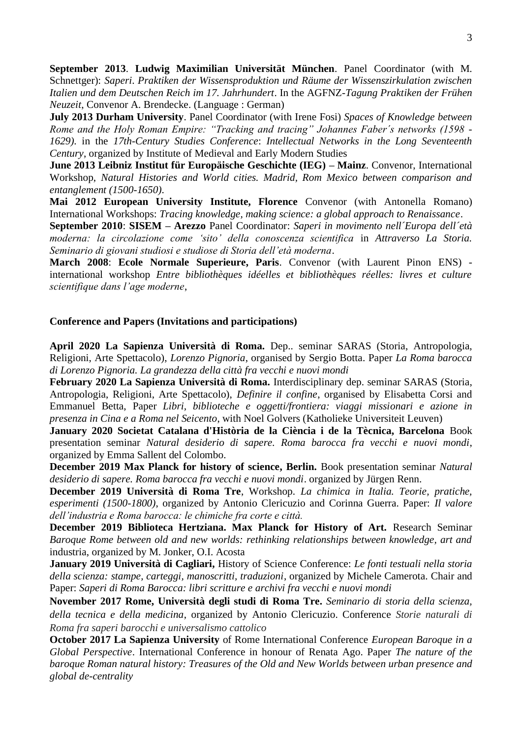**September 2013**. **Ludwig Maximilian Universität München**. Panel Coordinator (with M. Schnettger): *Saperi*. *Praktiken der Wissensproduktion und Räume der Wissenszirkulation zwischen Italien und dem Deutschen Reich im 17. Jahrhundert*. In the AGFNZ-*Tagung Praktiken der Frühen Neuzeit*, Convenor A. Brendecke. (Language : German)

**July 2013 Durham University**. Panel Coordinator (with Irene Fosi) *Spaces of Knowledge between Rome and the Holy Roman Empire: "Tracking and tracing" Johannes Faber's networks (1598 - 1629)*. in the *17th-Century Studies Conference*: *Intellectual Networks in the Long Seventeenth Century*, organized by Institute of Medieval and Early Modern Studies

**June 2013 Leibniz Institut für Europäische Geschichte (IEG) – Mainz**. Convenor, International Workshop, *Natural Histories and World cities. Madrid, Rom Mexico between comparison and entanglement (1500-1650)*.

**Mai 2012 European University Institute, Florence** Convenor (with Antonella Romano) International Workshops: *Tracing knowledge, making science: a global approach to Renaissance*.

**September 2010**: **SISEM – Arezzo** Panel Coordinator: *Saperi in movimento nell´Europa dell´età moderna: la circolazione come 'sito' della conoscenza scientifica* in *Attraverso La Storia. Seminario di giovani studiosi e studiose di Storia dell'età moderna*.

**March 2008**: **Ecole Normale Superieure, Paris**. Convenor (with Laurent Pinon ENS) - international workshop *Entre bibliothèques idéelles et bibliothèques réelles: livres et culture scientifique dans l'age moderne*,

**Conference and Papers (Invitations and participations)**

**April 2020 La Sapienza Università di Roma.** Dep.. seminar SARAS (Storia, Antropologia, Religioni, Arte Spettacolo), *Lorenzo Pignoria*, organised by Sergio Botta. Paper *La Roma barocca di Lorenzo Pignoria. La grandezza della città fra vecchi e nuovi mondi*

**February 2020 La Sapienza Università di Roma.** Interdisciplinary dep. seminar SARAS (Storia, Antropologia, Religioni, Arte Spettacolo), *Definire il confine*, organised by Elisabetta Corsi and Emmanuel Betta, Paper *Libri, biblioteche e oggetti/frontiera: viaggi missionari e azione in presenza in Cina e a Roma nel Seicento*, with Noel Golvers (Katholieke Universiteit Leuven)

**January 2020 Societat Catalana d'Història de la Ciència i de la Tècnica, Barcelona** Book presentation seminar *Natural desiderio di sapere. Roma barocca fra vecchi e nuovi mondi*, organized by Emma Sallent del Colombo.

**December 2019 Max Planck for history of science, Berlin.** Book presentation seminar *Natural desiderio di sapere. Roma barocca fra vecchi e nuovi mondi*. organized by Jürgen Renn.

**December 2019 Università di Roma Tre**, Workshop. *La chimica in Italia. Teorie, pratiche, esperimenti (1500-1800)*, organized by Antonio Clericuzio and Corinna Guerra. Paper: *Il valore dell'industria e Roma barocca: le chimiche fra corte e città.*

**December 2019 Biblioteca Hertziana. Max Planck for History of Art.** Research Seminar *Baroque Rome between old and new worlds: rethinking relationships between knowledge, art and* industria, organized by M. Jonker, O.I. Acosta

**January 2019 Università di Cagliari,** History of Science Conference: *Le fonti testuali nella storia della scienza: stampe, carteggi, manoscritti, traduzioni*, organized by Michele Camerota. Chair and Paper: *Saperi di Roma Barocca: libri scritture e archivi fra vecchi e nuovi mondi*

**November 2017 Rome, Università degli studi di Roma Tre.** *Seminario di storia della scienza, della tecnica e della medicina*, organized by Antonio Clericuzio. Conference *Storie naturali di Roma fra saperi barocchi e universalismo cattolico*

**October 2017 La Sapienza University** of Rome International Conference *European Baroque in a Global Perspective*. International Conference in honour of Renata Ago. Paper *The nature of the baroque Roman natural history: Treasures of the Old and New Worlds between urban presence and global de-centrality*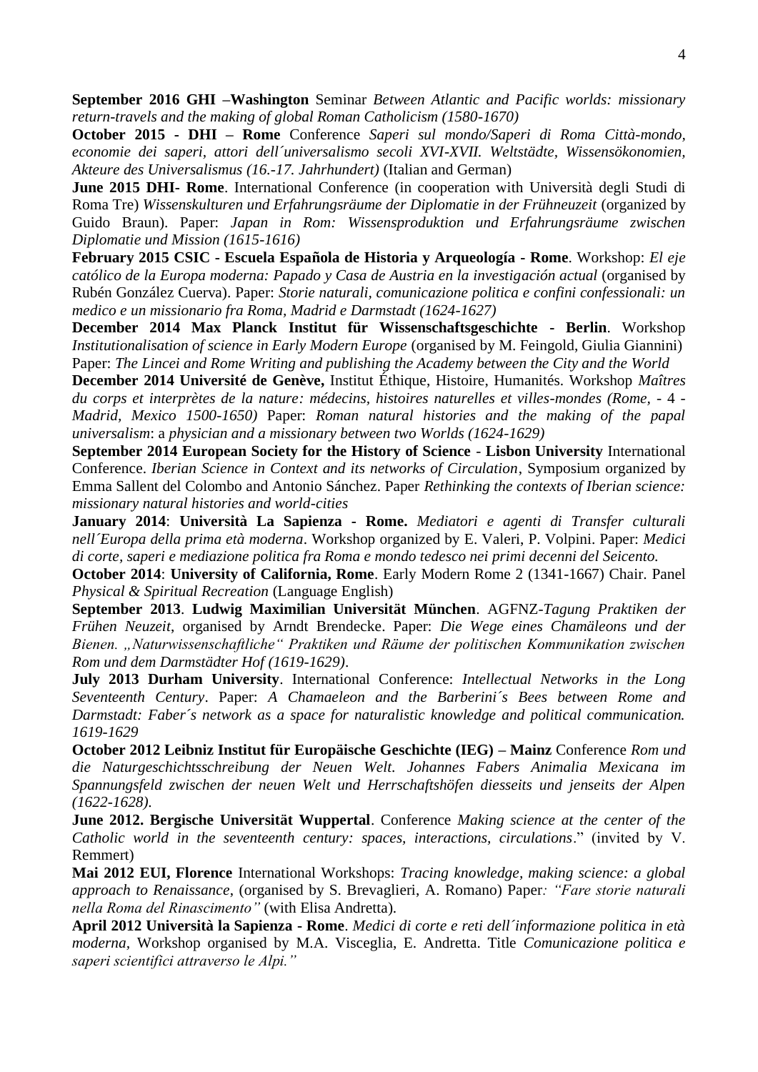**September 2016 GHI –Washington** Seminar *Between Atlantic and Pacific worlds: missionary return-travels and the making of global Roman Catholicism (1580-1670)*

**October 2015 - DHI – Rome** Conference *Saperi sul mondo/Saperi di Roma Città-mondo, economie dei saperi, attori dell´universalismo secoli XVI-XVII. Weltstädte, Wissensökonomien, Akteure des Universalismus (16.-17. Jahrhundert)* (Italian and German)

**June 2015 DHI- Rome**. International Conference (in cooperation with Università degli Studi di Roma Tre) *Wissenskulturen und Erfahrungsräume der Diplomatie in der Frühneuzeit* (organized by Guido Braun). Paper: *Japan in Rom: Wissensproduktion und Erfahrungsräume zwischen Diplomatie und Mission (1615-1616)*

**February 2015 CSIC - Escuela Española de Historia y Arqueología - Rome**. Workshop: *El eje católico de la Europa moderna: Papado y Casa de Austria en la investigación actual* (organised by Rubén González Cuerva). Paper: *Storie naturali, comunicazione politica e confini confessionali: un medico e un missionario fra Roma, Madrid e Darmstadt (1624-1627)*

**December 2014 Max Planck Institut für Wissenschaftsgeschichte - Berlin**. Workshop *Institutionalisation of science in Early Modern Europe* (organised by M. Feingold, Giulia Giannini) Paper: *The Lincei and Rome Writing and publishing the Academy between the City and the World*

**December 2014 Université de Genève,** Institut Éthique, Histoire, Humanités. Workshop *Maîtres du corps et interprètes de la nature: médecins, histoires naturelles et villes-mondes (Rome, - 4 - Madrid, Mexico 1500-1650)* Paper: *Roman natural histories and the making of the papal universalism*: a *physician and a missionary between two Worlds (1624-1629)*

**September 2014 European Society for the History of Science** - **Lisbon University** International Conference. *Iberian Science in Context and its networks of Circulation*, Symposium organized by Emma Sallent del Colombo and Antonio Sánchez. Paper *Rethinking the contexts of Iberian science: missionary natural histories and world-cities*

**January 2014**: **Università La Sapienza - Rome.** *Mediatori e agenti di Transfer culturali nell´Europa della prima età moderna*. Workshop organized by E. Valeri, P. Volpini. Paper: *Medici di corte, saperi e mediazione politica fra Roma e mondo tedesco nei primi decenni del Seicento.*

**October 2014**: **University of California, Rome**. Early Modern Rome 2 (1341-1667) Chair. Panel *Physical & Spiritual Recreation* (Language English)

**September 2013**. **Ludwig Maximilian Universität München**. AGFNZ-*Tagung Praktiken der Frühen Neuzeit*, organised by Arndt Brendecke. Paper: *Die Wege eines Chamäleons und der Bienen. „Naturwissenschaftliche" Praktiken und Räume der politischen Kommunikation zwischen Rom und dem Darmstädter Hof (1619-1629)*.

**July 2013 Durham University**. International Conference: *Intellectual Networks in the Long Seventeenth Century*. Paper: *A Chamaeleon and the Barberini´s Bees between Rome and Darmstadt: Faber´s network as a space for naturalistic knowledge and political communication. 1619-1629*

**October 2012 Leibniz Institut für Europäische Geschichte (IEG) – Mainz** Conference *Rom und die Naturgeschichtsschreibung der Neuen Welt. Johannes Fabers Animalia Mexicana im Spannungsfeld zwischen der neuen Welt und Herrschaftshöfen diesseits und jenseits der Alpen (1622-1628).*

**June 2012. Bergische Universität Wuppertal**. Conference *Making science at the center of the Catholic world in the seventeenth century: spaces, interactions, circulations*." (invited by V. Remmert)

**Mai 2012 EUI, Florence** International Workshops: *Tracing knowledge, making science: a global approach to Renaissance*, (organised by S. Brevaglieri, A. Romano) Paper*: "Fare storie naturali nella Roma del Rinascimento"* (with Elisa Andretta).

**April 2012 Università la Sapienza - Rome**. *Medici di corte e reti dell´informazione politica in età moderna,* Workshop organised by M.A. Visceglia, E. Andretta. Title *Comunicazione politica e saperi scientifici attraverso le Alpi."*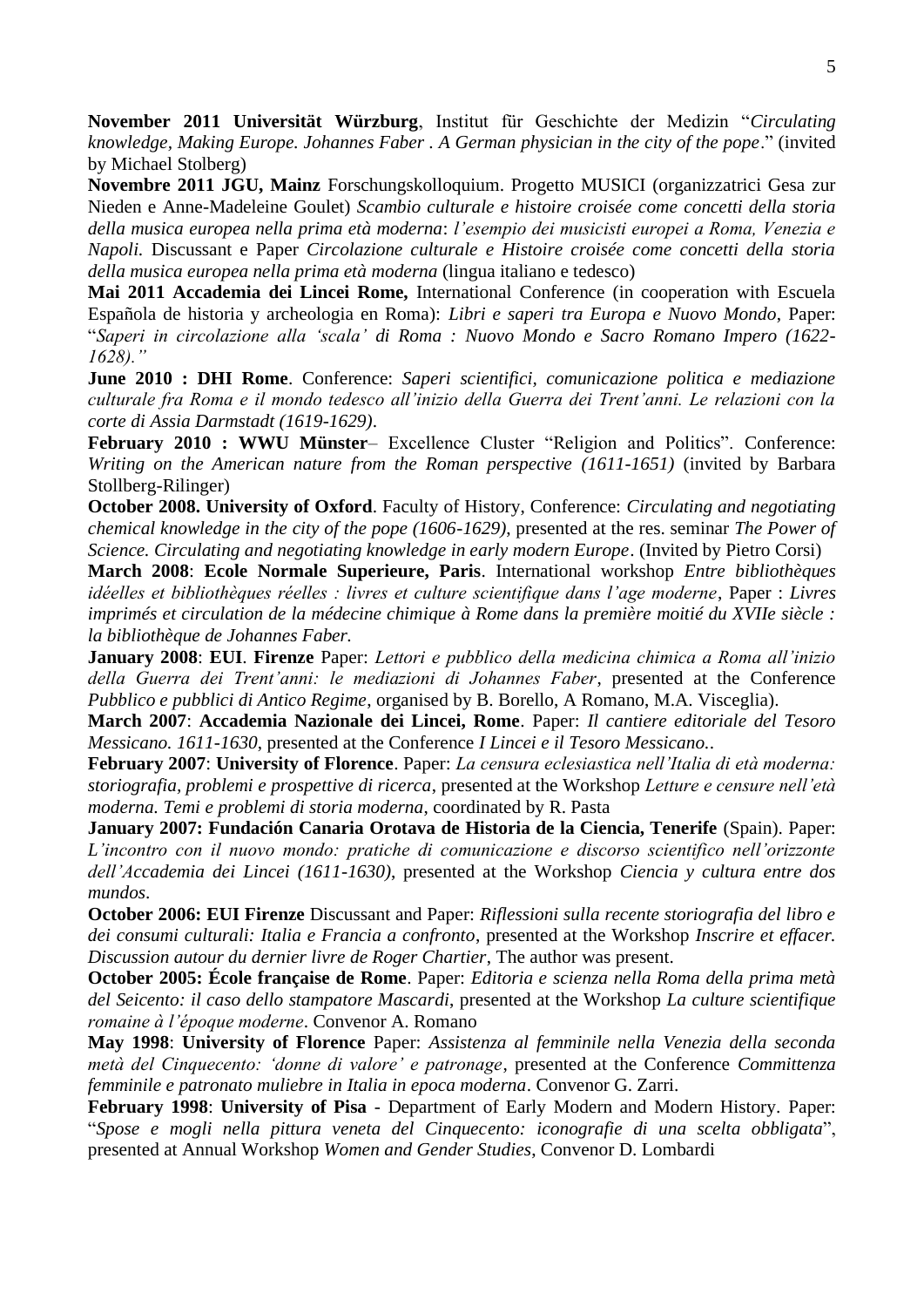**November 2011 Universität Würzburg**, Institut für Geschichte der Medizin "*Circulating knowledge, Making Europe. Johannes Faber . A German physician in the city of the pope*." (invited by Michael Stolberg)

**Novembre 2011 JGU, Mainz** Forschungskolloquium. Progetto MUSICI (organizzatrici Gesa zur Nieden e Anne-Madeleine Goulet) *Scambio culturale e histoire croisée come concetti della storia della musica europea nella prima età moderna*: *l'esempio dei musicisti europei a Roma, Venezia e Napoli.* Discussant e Paper *Circolazione culturale e Histoire croisée come concetti della storia della musica europea nella prima età moderna* (lingua italiano e tedesco)

**Mai 2011 Accademia dei Lincei Rome,** International Conference (in cooperation with Escuela Española de historia y archeologia en Roma): *Libri e saperi tra Europa e Nuovo Mondo*, Paper: "*Saperi in circolazione alla 'scala' di Roma : Nuovo Mondo e Sacro Romano Impero (1622-1628)."*

**June 2010 : DHI Rome**. Conference: *Saperi scientifici, comunicazione politica e mediazione culturale fra Roma e il mondo tedesco all'inizio della Guerra dei Trent'anni. Le relazioni con la corte di Assia Darmstadt (1619-1629)*.

**February 2010 : WWU Münster**– Excellence Cluster "Religion and Politics". Conference: *Writing on the American nature from the Roman perspective (1611-1651)* (invited by Barbara Stollberg-Rilinger)

**October 2008. University of Oxford**. Faculty of History, Conference: *Circulating and negotiating chemical knowledge in the city of the pope (1606-1629)*, presented at the res. seminar *The Power of Science. Circulating and negotiating knowledge in early modern Europe*. (Invited by Pietro Corsi)

**March 2008**: **Ecole Normale Superieure, Paris**. International workshop *Entre bibliothèques idéelles et bibliothèques réelles : livres et culture scientifique dans l'age moderne*, Paper : *Livres imprimés et circulation de la médecine chimique à Rome dans la première moitié du XVIIe siècle : la bibliothèque de Johannes Faber.*

**January 2008**: **EUI**. **Firenze** Paper: *Lettori e pubblico della medicina chimica a Roma all'inizio della Guerra dei Trent'anni: le mediazioni di Johannes Faber*, presented at the Conference *Pubblico e pubblici di Antico Regime*, organised by B. Borello, A Romano, M.A. Visceglia).

**March 2007**: **Accademia Nazionale dei Lincei, Rome**. Paper: *Il cantiere editoriale del Tesoro Messicano. 1611-1630*, presented at the Conference *I Lincei e il Tesoro Messicano.*.

**February 2007**: **University of Florence**. Paper: *La censura eclesiastica nell'Italia di età moderna: storiografia, problemi e prospettive di ricerca*, presented at the Workshop *Letture e censure nell'età moderna. Temi e problemi di storia moderna*, coordinated by R. Pasta

**January 2007: Fundación Canaria Orotava de Historia de la Ciencia, Tenerife** (Spain). Paper: *L'incontro con il nuovo mondo: pratiche di comunicazione e discorso scientifico nell'orizzonte dell'Accademia dei Lincei (1611-1630)*, presented at the Workshop *Ciencia y cultura entre dos mundos*.

**October 2006: EUI Firenze** Discussant and Paper: *Riflessioni sulla recente storiografia del libro e dei consumi culturali: Italia e Francia a confronto*, presented at the Workshop *Inscrire et effacer. Discussion autour du dernier livre de Roger Chartier*, The author was present.

**October 2005: École française de Rome**. Paper: *Editoria e scienza nella Roma della prima metà del Seicento: il caso dello stampatore Mascardi*, presented at the Workshop *La culture scientifique romaine à l'époque moderne*. Convenor A. Romano

**May 1998**: **University of Florence** Paper: *Assistenza al femminile nella Venezia della seconda metà del Cinquecento: 'donne di valore' e patronage*, presented at the Conference *Committenza femminile e patronato muliebre in Italia in epoca moderna*. Convenor G. Zarri.

**February 1998**: **University of Pisa** - Department of Early Modern and Modern History. Paper: "*Spose e mogli nella pittura veneta del Cinquecento: iconografie di una scelta obbligata*", presented at Annual Workshop *Women and Gender Studies*, Convenor D. Lombardi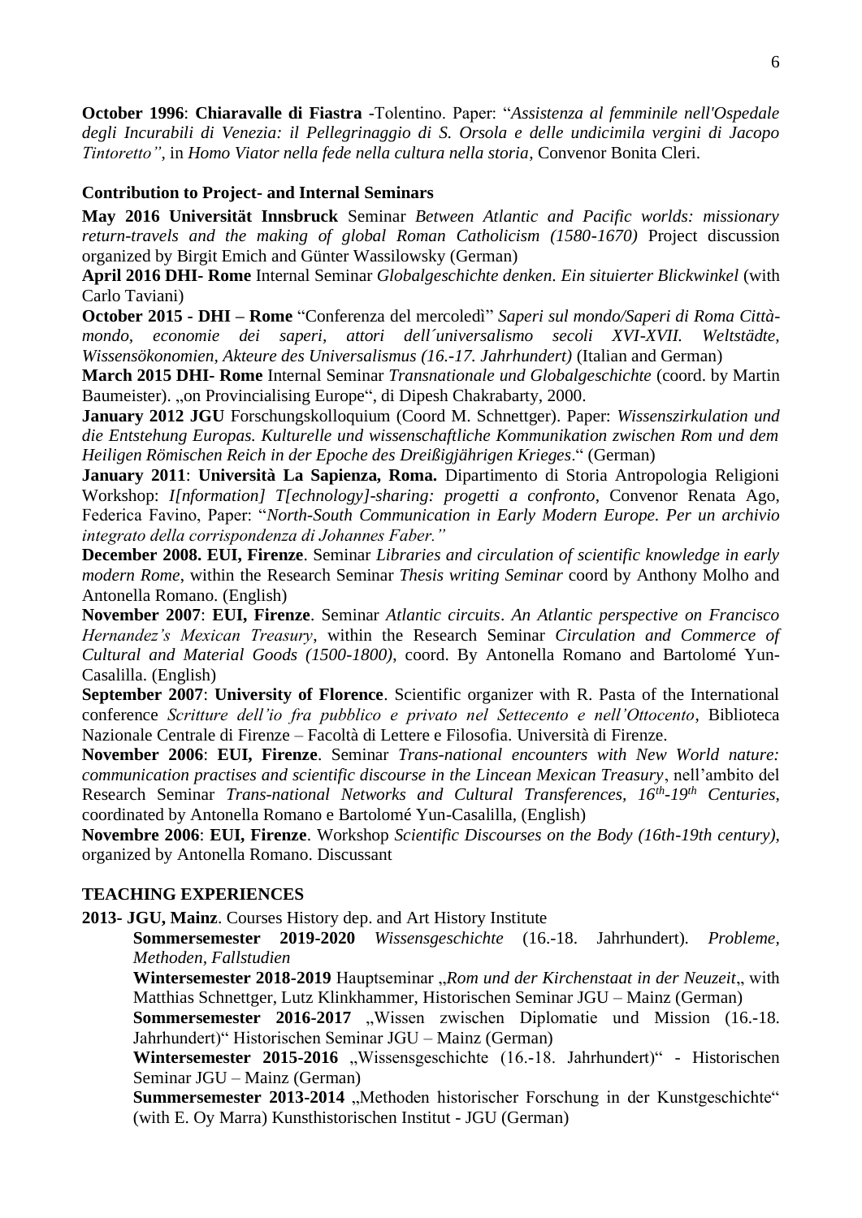**October 1996**: **Chiaravalle di Fiastra** -Tolentino. Paper: "*Assistenza al femminile nell'Ospedale degli Incurabili di Venezia: il Pellegrinaggio di S. Orsola e delle undicimila vergini di Jacopo Tintoretto"*, in *Homo Viator nella fede nella cultura nella storia*, Convenor Bonita Cleri.

### Contribution to Project- and Internal Seminars

**May 2016 Universität Innsbruck** Seminar *Between Atlantic and Pacific worlds: missionary return-travels and the making of global Roman Catholicism (1580-1670)* Project discussion organized by Birgit Emich and Günter Wassilowsky (German)

**April 2016 DHI- Rome** Internal Seminar *Globalgeschichte denken. Ein situierter Blickwinkel* (with Carlo Taviani)

**October 2015 - DHI – Rome** "Conferenza del mercoledì" *Saperi sul mondo/Saperi di Roma Città-mondo, economie dei saperi, attori dell´universalismo secoli XVI-XVII. Weltstädte, Wissensökonomien, Akteure des Universalismus (16.-17. Jahrhundert)* (Italian and German)

**March 2015 DHI- Rome** Internal Seminar *Transnationale und Globalgeschichte* (coord. by Martin Baumeister). „on Provincialising Europe", di Dipesh Chakrabarty, 2000.

**January 2012 JGU** Forschungskolloquium (Coord M. Schnettger). Paper: *Wissenszirkulation und die Entstehung Europas. Kulturelle und wissenschaftliche Kommunikation zwischen Rom und dem Heiligen Römischen Reich in der Epoche des Dreißigjährigen Krieges*." (German)

**January 2011**: **Università La Sapienza, Roma.** Dipartimento di Storia Antropologia Religioni Workshop: *I[nformation] T[echnology]-sharing: progetti a confronto*, Convenor Renata Ago, Federica Favino, Paper: "*North-South Communication in Early Modern Europe. Per un archivio integrato della corrispondenza di Johannes Faber."*

**December 2008. EUI, Firenze**. Seminar *Libraries and circulation of scientific knowledge in early modern Rome*, within the Research Seminar *Thesis writing Seminar* coord by Anthony Molho and Antonella Romano. (English)

**November 2007**: **EUI, Firenze**. Seminar *Atlantic circuits*. *An Atlantic perspective on Francisco Hernandez's Mexican Treasury*, within the Research Seminar *Circulation and Commerce of Cultural and Material Goods (1500-1800)*, coord. By Antonella Romano and Bartolomé Yun-Casalilla. (English)

**September 2007**: **University of Florence**. Scientific organizer with R. Pasta of the International conference *Scritture dell'io fra pubblico e privato nel Settecento e nell'Ottocento*, Biblioteca Nazionale Centrale di Firenze – Facoltà di Lettere e Filosofia. Università di Firenze.

**November 2006**: **EUI, Firenze**. Seminar *Trans-national encounters with New World nature: communication practises and scientific discourse in the Lincean Mexican Treasury*, nell'ambito del Research Seminar *Trans-national Networks and Cultural Transferences, 16th-19th Centuries*, coordinated by Antonella Romano e Bartolomé Yun-Casalilla, (English)

**Novembre 2006**: **EUI, Firenze**. Workshop *Scientific Discourses on the Body (16th-19th century)*, organized by Antonella Romano. Discussant

## TEACHING EXPERIENCES

**2013- JGU, Mainz**. Courses History dep. and Art History Institute

- **Sommersemester 2019-2020** *Wissensgeschichte* (16.-18. Jahrhundert). *Probleme, Methoden, Fallstudien*
- **Wintersemester 2018-2019** Hauptseminar „*Rom und der Kirchenstaat in der Neuzeit*„ with Matthias Schnettger, Lutz Klinkhammer, Historischen Seminar JGU – Mainz (German)
- **Sommersemester 2016-2017** „Wissen zwischen Diplomatie und Mission (16.-18. Jahrhundert)" Historischen Seminar JGU – Mainz (German)
- **Wintersemester 2015-2016** „Wissensgeschichte (16.-18. Jahrhundert)" - Historischen Seminar JGU – Mainz (German)
- **Summersemester 2013-2014** „Methoden historischer Forschung in der Kunstgeschichte" (with E. Oy Marra) Kunsthistorischen Institut - JGU (German)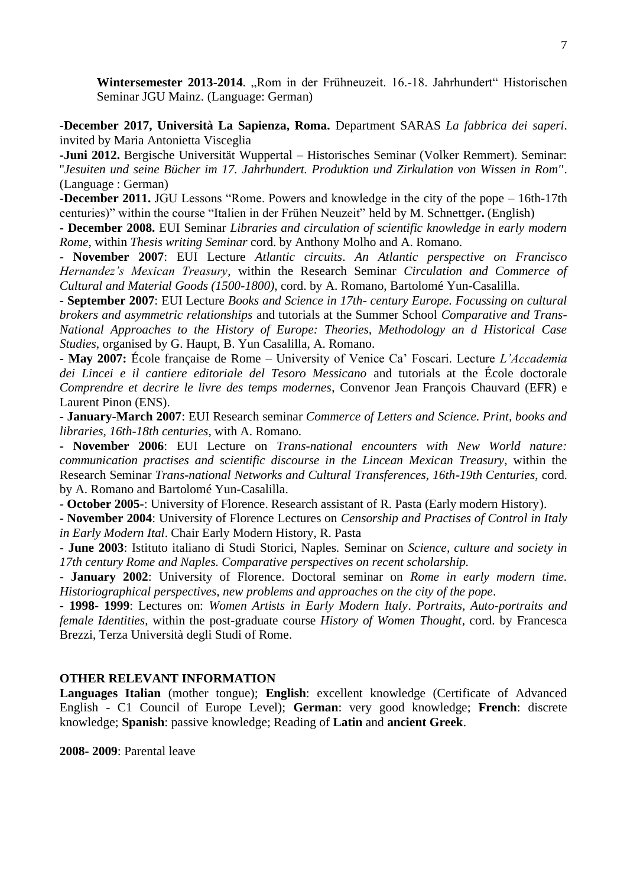**Wintersemester 2013-2014**. „Rom in der Frühneuzeit. 16.-18. Jahrhundert" Historischen Seminar JGU Mainz. (Language: German)

**-December 2017, Università La Sapienza, Roma.** Department SARAS *La fabbrica dei saperi*. invited by Maria Antonietta Visceglia

**-Juni 2012.** Bergische Universität Wuppertal – Historisches Seminar (Volker Remmert). Seminar: "*Jesuiten und seine Bücher im 17. Jahrhundert. Produktion und Zirkulation von Wissen in Rom"*. (Language : German)

**-December 2011.** JGU Lessons "Rome. Powers and knowledge in the city of the pope – 16th-17th centuries)" within the course "Italien in der Frühen Neuzeit" held by M. Schnettger**.** (English)

**- December 2008.** EUI Seminar *Libraries and circulation of scientific knowledge in early modern Rome*, within *Thesis writing Seminar* cord. by Anthony Molho and A. Romano.

- **November 2007**: EUI Lecture *Atlantic circuits*. *An Atlantic perspective on Francisco Hernandez's Mexican Treasury*, within the Research Seminar *Circulation and Commerce of Cultural and Material Goods (1500-1800)*, cord. by A. Romano, Bartolomé Yun-Casalilla.

**- September 2007**: EUI Lecture *Books and Science in 17th- century Europe. Focussing on cultural brokers and asymmetric relationships* and tutorials at the Summer School *Comparative and Trans-National Approaches to the History of Europe: Theories, Methodology an d Historical Case Studies*, organised by G. Haupt, B. Yun Casalilla, A. Romano.

**- May 2007:** École française de Rome – University of Venice Ca' Foscari. Lecture *L'Accademia dei Lincei e il cantiere editoriale del Tesoro Messicano* and tutorials at the École doctorale *Comprendre et decrire le livre des temps modernes*, Convenor Jean François Chauvard (EFR) e Laurent Pinon (ENS).

**- January-March 2007**: EUI Research seminar *Commerce of Letters and Science. Print, books and libraries, 16th-18th centuries*, with A. Romano.

**- November 2006**: EUI Lecture on *Trans-national encounters with New World nature: communication practises and scientific discourse in the Lincean Mexican Treasury*, within the Research Seminar *Trans-national Networks and Cultural Transferences, 16th-19th Centuries*, cord. by A. Romano and Bartolomé Yun-Casalilla.

- **October 2005-**: University of Florence. Research assistant of R. Pasta (Early modern History).

**- November 2004**: University of Florence Lectures on *Censorship and Practises of Control in Italy in Early Modern Ital*. Chair Early Modern History, R. Pasta

- **June 2003**: Istituto italiano di Studi Storici, Naples. Seminar on *Science, culture and society in 17th century Rome and Naples. Comparative perspectives on recent scholarship.*

- **January 2002**: University of Florence. Doctoral seminar on *Rome in early modern time. Historiographical perspectives, new problems and approaches on the city of the pope*.

**- 1998- 1999**: Lectures on: *Women Artists in Early Modern Italy*. *Portraits, Auto-portraits and female Identities*, within the post-graduate course *History of Women Thought*, cord. by Francesca Brezzi, Terza Università degli Studi of Rome.

## OTHER RELEVANT INFORMATION

**Languages Italian** (mother tongue); **English**: excellent knowledge (Certificate of Advanced English - C1 Council of Europe Level); **German**: very good knowledge; **French**: discrete knowledge; **Spanish**: passive knowledge; Reading of **Latin** and **ancient Greek**.

**2008- 2009**: Parental leave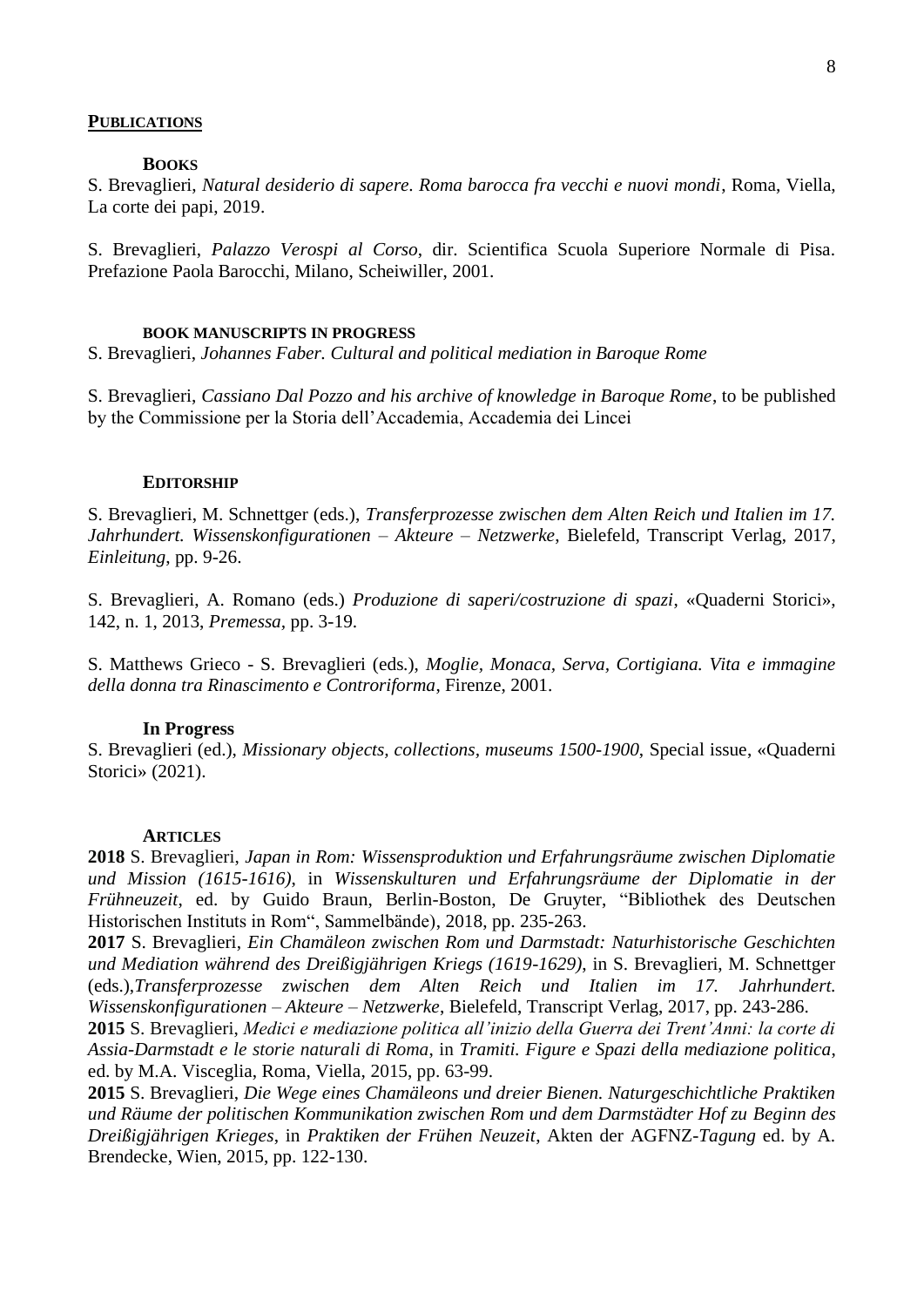## PUBLICATIONS

### BOOKS

S. Brevaglieri, *Natural desiderio di sapere. Roma barocca fra vecchi e nuovi mondi*, Roma, Viella, La corte dei papi, 2019.

S. Brevaglieri, *Palazzo Verospi al Corso*, dir. Scientifica Scuola Superiore Normale di Pisa. Prefazione Paola Barocchi, Milano, Scheiwiller, 2001.

### BOOK MANUSCRIPTS IN PROGRESS

S. Brevaglieri, *Johannes Faber. Cultural and political mediation in Baroque Rome*

S. Brevaglieri, *Cassiano Dal Pozzo and his archive of knowledge in Baroque Rome*, to be published by the Commissione per la Storia dell'Accademia, Accademia dei Lincei

### EDITORSHIP

S. Brevaglieri, M. Schnettger (eds.), *Transferprozesse zwischen dem Alten Reich und Italien im 17. Jahrhundert. Wissenskonfigurationen – Akteure – Netzwerke*, Bielefeld, Transcript Verlag, 2017, *Einleitung*, pp. 9-26.

S. Brevaglieri, A. Romano (eds.) *Produzione di saperi/costruzione di spazi*, «Quaderni Storici», 142, n. 1, 2013, *Premessa*, pp. 3-19.

S. Matthews Grieco - S. Brevaglieri (eds.), *Moglie, Monaca, Serva, Cortigiana. Vita e immagine della donna tra Rinascimento e Controriforma*, Firenze, 2001.

#### In Progress

S. Brevaglieri (ed.), *Missionary objects, collections, museums 1500-1900*, Special issue, «Quaderni Storici» (2021).

### ARTICLES

**2018** S. Brevaglieri, *Japan in Rom: Wissensproduktion und Erfahrungsräume zwischen Diplomatie und Mission (1615-1616)*, in *Wissenskulturen und Erfahrungsräume der Diplomatie in der Frühneuzeit*, ed. by Guido Braun, Berlin-Boston, De Gruyter, "Bibliothek des Deutschen Historischen Instituts in Rom", Sammelbände), 2018, pp. 235-263.

**2017** S. Brevaglieri, *Ein Chamäleon zwischen Rom und Darmstadt: Naturhistorische Geschichten und Mediation während des Dreißigjährigen Kriegs (1619-1629)*, in S. Brevaglieri, M. Schnettger (eds.),*Transferprozesse zwischen dem Alten Reich und Italien im 17. Jahrhundert. Wissenskonfigurationen – Akteure – Netzwerke*, Bielefeld, Transcript Verlag, 2017, pp. 243-286.

**2015** S. Brevaglieri, *Medici e mediazione politica all'inizio della Guerra dei Trent'Anni: la corte di Assia-Darmstadt e le storie naturali di Roma*, in *Tramiti. Figure e Spazi della mediazione politica*, ed. by M.A. Visceglia, Roma, Viella, 2015, pp. 63-99.

**2015** S. Brevaglieri, *Die Wege eines Chamäleons und dreier Bienen. Naturgeschichtliche Praktiken und Räume der politischen Kommunikation zwischen Rom und dem Darmstädter Hof zu Beginn des Dreißigjährigen Krieges*, in *Praktiken der Frühen Neuzeit*, Akten der AGFNZ-*Tagung* ed. by A. Brendecke, Wien, 2015, pp. 122-130.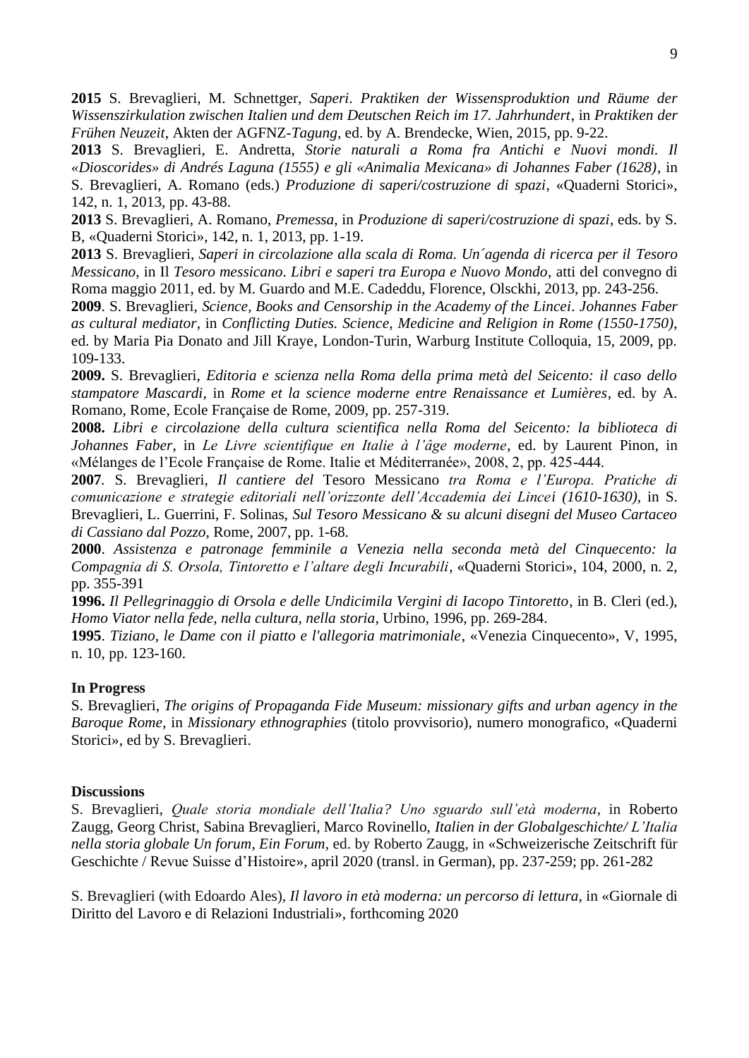**2015** S. Brevaglieri, M. Schnettger, *Saperi*. *Praktiken der Wissensproduktion und Räume der Wissenszirkulation zwischen Italien und dem Deutschen Reich im 17. Jahrhundert*, in *Praktiken der Frühen Neuzeit*, Akten der AGFNZ-*Tagung*, ed. by A. Brendecke, Wien, 2015, pp. 9-22.

**2013** S. Brevaglieri, E. Andretta, *Storie naturali a Roma fra Antichi e Nuovi mondi. Il «Dioscorides» di Andrés Laguna (1555) e gli «Animalia Mexicana» di Johannes Faber (1628)*, in S. Brevaglieri, A. Romano (eds.) *Produzione di saperi/costruzione di spazi*, «Quaderni Storici», 142, n. 1, 2013, pp. 43-88.

**2013** S. Brevaglieri, A. Romano, *Premessa*, in *Produzione di saperi/costruzione di spazi*, eds. by S. B, «Quaderni Storici», 142, n. 1, 2013, pp. 1-19.

**2013** S. Brevaglieri, *Saperi in circolazione alla scala di Roma. Un´agenda di ricerca per il Tesoro Messicano*, in Il *Tesoro messicano*. *Libri e saperi tra Europa e Nuovo Mondo*, atti del convegno di Roma maggio 2011, ed. by M. Guardo and M.E. Cadeddu, Florence, Olsckhi, 2013, pp. 243-256.

**2009**. S. Brevaglieri, *Science, Books and Censorship in the Academy of the Lincei*. *Johannes Faber as cultural mediator*, in *Conflicting Duties. Science, Medicine and Religion in Rome (1550-1750)*, ed. by Maria Pia Donato and Jill Kraye, London-Turin, Warburg Institute Colloquia, 15, 2009, pp. 109-133.

**2009.** S. Brevaglieri, *Editoria e scienza nella Roma della prima metà del Seicento: il caso dello stampatore Mascardi*, in *Rome et la science moderne entre Renaissance et Lumières*, ed. by A. Romano, Rome, Ecole Française de Rome, 2009, pp. 257-319.

**2008.** *Libri e circolazione della cultura scientifica nella Roma del Seicento: la biblioteca di Johannes Faber*, in *Le Livre scientifique en Italie à l'âge moderne*, ed. by Laurent Pinon, in «Mélanges de l'Ecole Française de Rome. Italie et Méditerranée», 2008, 2, pp. 425-444.

**2007**. S. Brevaglieri, *Il cantiere del* Tesoro Messicano *tra Roma e l'Europa. Pratiche di comunicazione e strategie editoriali nell'orizzonte dell'Accademia dei Lincei (1610-1630)*, in S. Brevaglieri, L. Guerrini, F. Solinas, *Sul Tesoro Messicano & su alcuni disegni del Museo Cartaceo di Cassiano dal Pozzo*, Rome, 2007, pp. 1-68.

**2000**. *Assistenza e patronage femminile a Venezia nella seconda metà del Cinquecento: la Compagnia di S. Orsola, Tintoretto e l'altare degli Incurabili*, «Quaderni Storici», 104, 2000, n. 2, pp. 355-391

**1996.** *Il Pellegrinaggio di Orsola e delle Undicimila Vergini di Iacopo Tintoretto*, in B. Cleri (ed.), *Homo Viator nella fede, nella cultura, nella storia*, Urbino, 1996, pp. 269-284.

**1995**. *Tiziano, le Dame con il piatto e l'allegoria matrimoniale*, «Venezia Cinquecento», V, 1995, n. 10, pp. 123-160.

**In Progress**

S. Brevaglieri, *The origins of Propaganda Fide Museum: missionary gifts and urban agency in the Baroque Rome*, in *Missionary ethnographies* (titolo provvisorio), numero monografico, «Quaderni Storici», ed by S. Brevaglieri.

**Discussions**

S. Brevaglieri, *Quale storia mondiale dell'Italia? Uno sguardo sull'età moderna*, in Roberto Zaugg, Georg Christ, Sabina Brevaglieri, Marco Rovinello, *Italien in der Globalgeschichte/ L'Italia nella storia globale Un forum, Ein Forum*, ed. by Roberto Zaugg, in «Schweizerische Zeitschrift für Geschichte / Revue Suisse d'Histoire», april 2020 (transl. in German), pp. 237-259; pp. 261-282

S. Brevaglieri (with Edoardo Ales), *Il lavoro in età moderna: un percorso di lettura*, in «Giornale di Diritto del Lavoro e di Relazioni Industriali», forthcoming 2020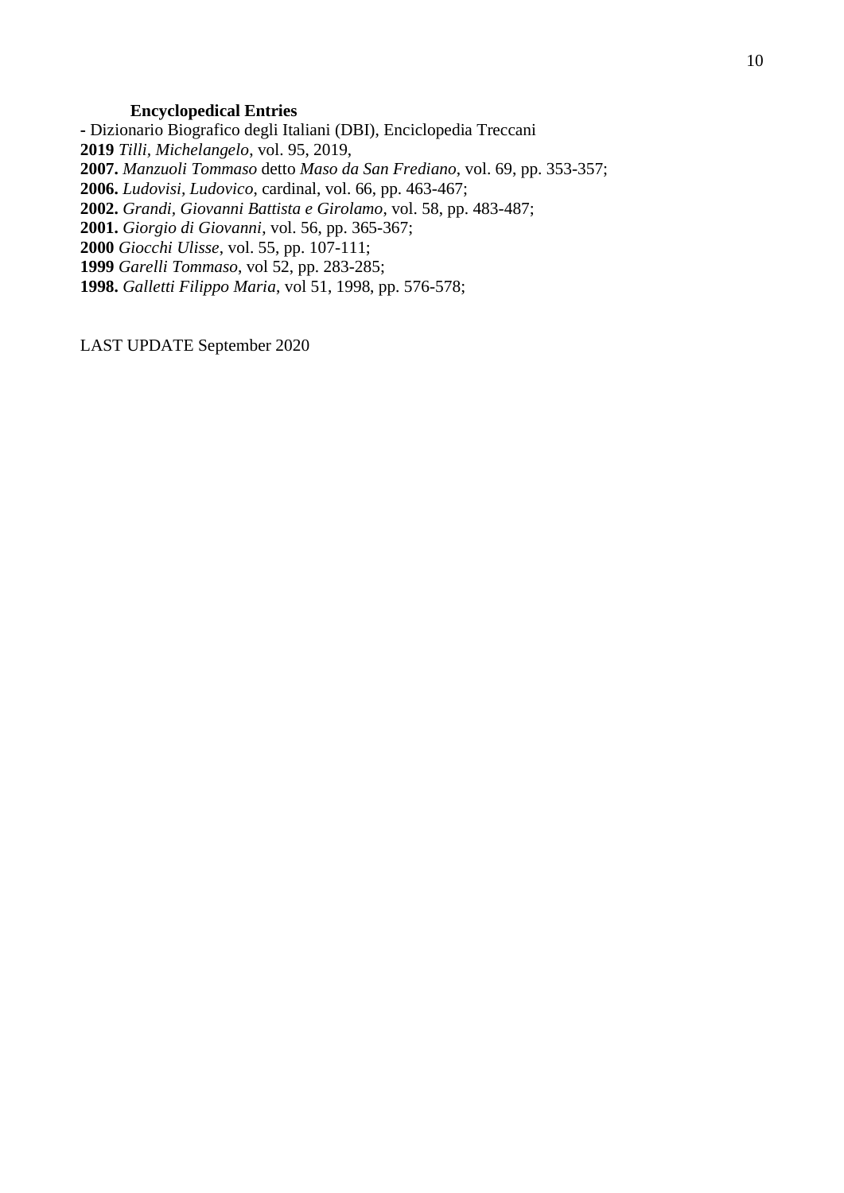**Encyclopedical Entries**

**-** Dizionario Biografico degli Italiani (DBI), Enciclopedia Treccani
**2019** *Tilli, Michelangelo*, vol. 95, 2019,
**2007.** *Manzuoli Tommaso* detto *Maso da San Frediano*, vol. 69, pp. 353-357;
**2006.** *Ludovisi, Ludovico*, cardinal, vol. 66, pp. 463-467;
**2002.** *Grandi, Giovanni Battista e Girolamo*, vol. 58, pp. 483-487;
**2001.** *Giorgio di Giovanni*, vol. 56, pp. 365-367;
**2000** *Giocchi Ulisse*, vol. 55, pp. 107-111;
**1999** *Garelli Tommaso*, vol 52, pp. 283-285;
**1998.** *Galletti Filippo Maria*, vol 51, 1998, pp. 576-578;

LAST UPDATE September 2020